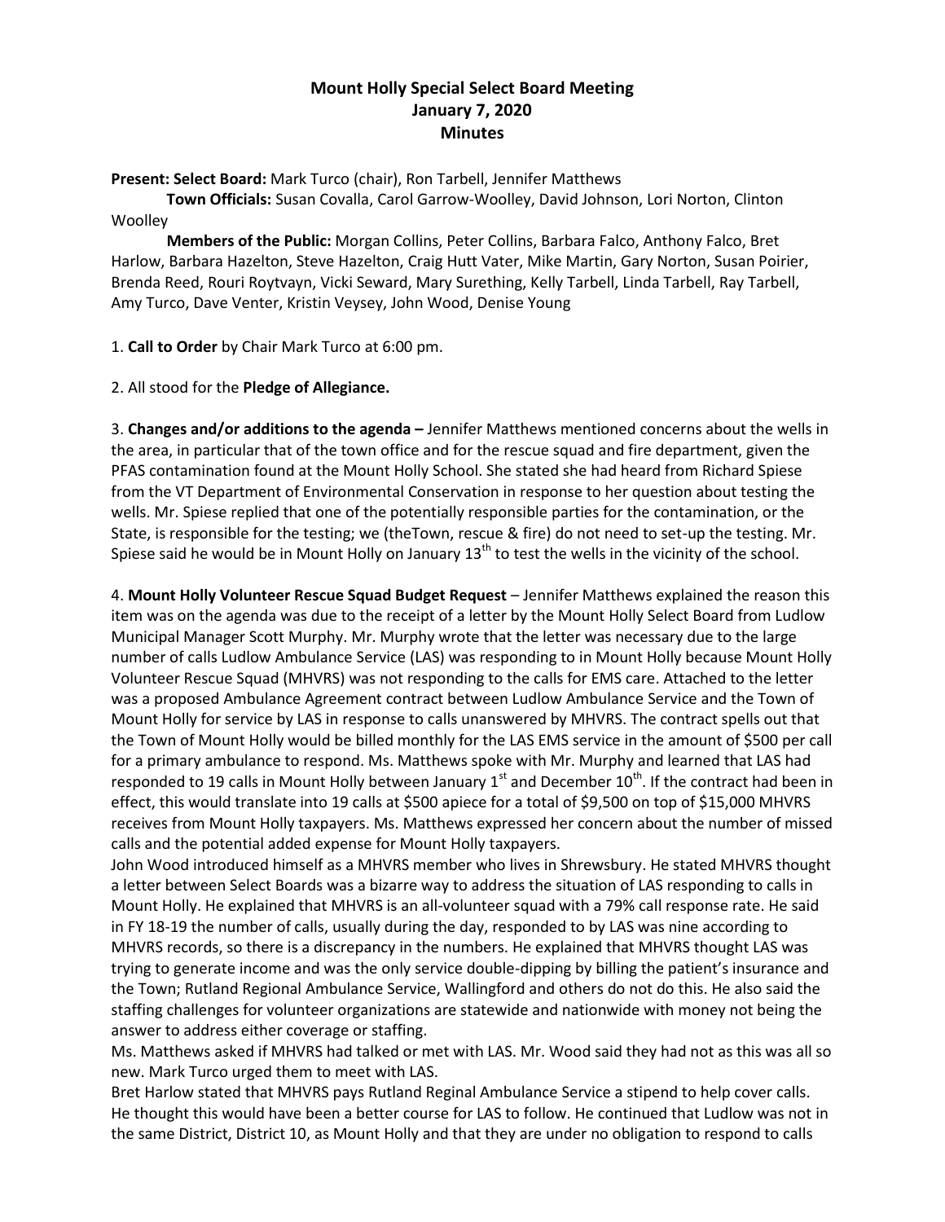**Mount Holly Special Select Board Meeting**
**January 7, 2020**
**Minutes**

**Present: Select Board:** Mark Turco (chair), Ron Tarbell, Jennifer Matthews

**Town Officials:** Susan Covalla, Carol Garrow-Woolley, David Johnson, Lori Norton, Clinton Woolley

**Members of the Public:** Morgan Collins, Peter Collins, Barbara Falco, Anthony Falco, Bret Harlow, Barbara Hazelton, Steve Hazelton, Craig Hutt Vater, Mike Martin, Gary Norton, Susan Poirier, Brenda Reed, Rouri Roytvayn, Vicki Seward, Mary Surething, Kelly Tarbell, Linda Tarbell, Ray Tarbell, Amy Turco, Dave Venter, Kristin Veysey, John Wood, Denise Young

1. **Call to Order** by Chair Mark Turco at 6:00 pm.

2. All stood for the **Pledge of Allegiance.**

3. **Changes and/or additions to the agenda –** Jennifer Matthews mentioned concerns about the wells in the area, in particular that of the town office and for the rescue squad and fire department, given the PFAS contamination found at the Mount Holly School. She stated she had heard from Richard Spiese from the VT Department of Environmental Conservation in response to her question about testing the wells. Mr. Spiese replied that one of the potentially responsible parties for the contamination, or the State, is responsible for the testing; we (theTown, rescue & fire) do not need to set-up the testing. Mr. Spiese said he would be in Mount Holly on January 13th to test the wells in the vicinity of the school.

4. **Mount Holly Volunteer Rescue Squad Budget Request** – Jennifer Matthews explained the reason this item was on the agenda was due to the receipt of a letter by the Mount Holly Select Board from Ludlow Municipal Manager Scott Murphy. Mr. Murphy wrote that the letter was necessary due to the large number of calls Ludlow Ambulance Service (LAS) was responding to in Mount Holly because Mount Holly Volunteer Rescue Squad (MHVRS) was not responding to the calls for EMS care. Attached to the letter was a proposed Ambulance Agreement contract between Ludlow Ambulance Service and the Town of Mount Holly for service by LAS in response to calls unanswered by MHVRS. The contract spells out that the Town of Mount Holly would be billed monthly for the LAS EMS service in the amount of $500 per call for a primary ambulance to respond. Ms. Matthews spoke with Mr. Murphy and learned that LAS had responded to 19 calls in Mount Holly between January 1st and December 10th. If the contract had been in effect, this would translate into 19 calls at $500 apiece for a total of $9,500 on top of $15,000 MHVRS receives from Mount Holly taxpayers. Ms. Matthews expressed her concern about the number of missed calls and the potential added expense for Mount Holly taxpayers.

John Wood introduced himself as a MHVRS member who lives in Shrewsbury. He stated MHVRS thought a letter between Select Boards was a bizarre way to address the situation of LAS responding to calls in Mount Holly. He explained that MHVRS is an all-volunteer squad with a 79% call response rate. He said in FY 18-19 the number of calls, usually during the day, responded to by LAS was nine according to MHVRS records, so there is a discrepancy in the numbers. He explained that MHVRS thought LAS was trying to generate income and was the only service double-dipping by billing the patient's insurance and the Town; Rutland Regional Ambulance Service, Wallingford and others do not do this. He also said the staffing challenges for volunteer organizations are statewide and nationwide with money not being the answer to address either coverage or staffing.

Ms. Matthews asked if MHVRS had talked or met with LAS. Mr. Wood said they had not as this was all so new. Mark Turco urged them to meet with LAS.

Bret Harlow stated that MHVRS pays Rutland Reginal Ambulance Service a stipend to help cover calls. He thought this would have been a better course for LAS to follow. He continued that Ludlow was not in the same District, District 10, as Mount Holly and that they are under no obligation to respond to calls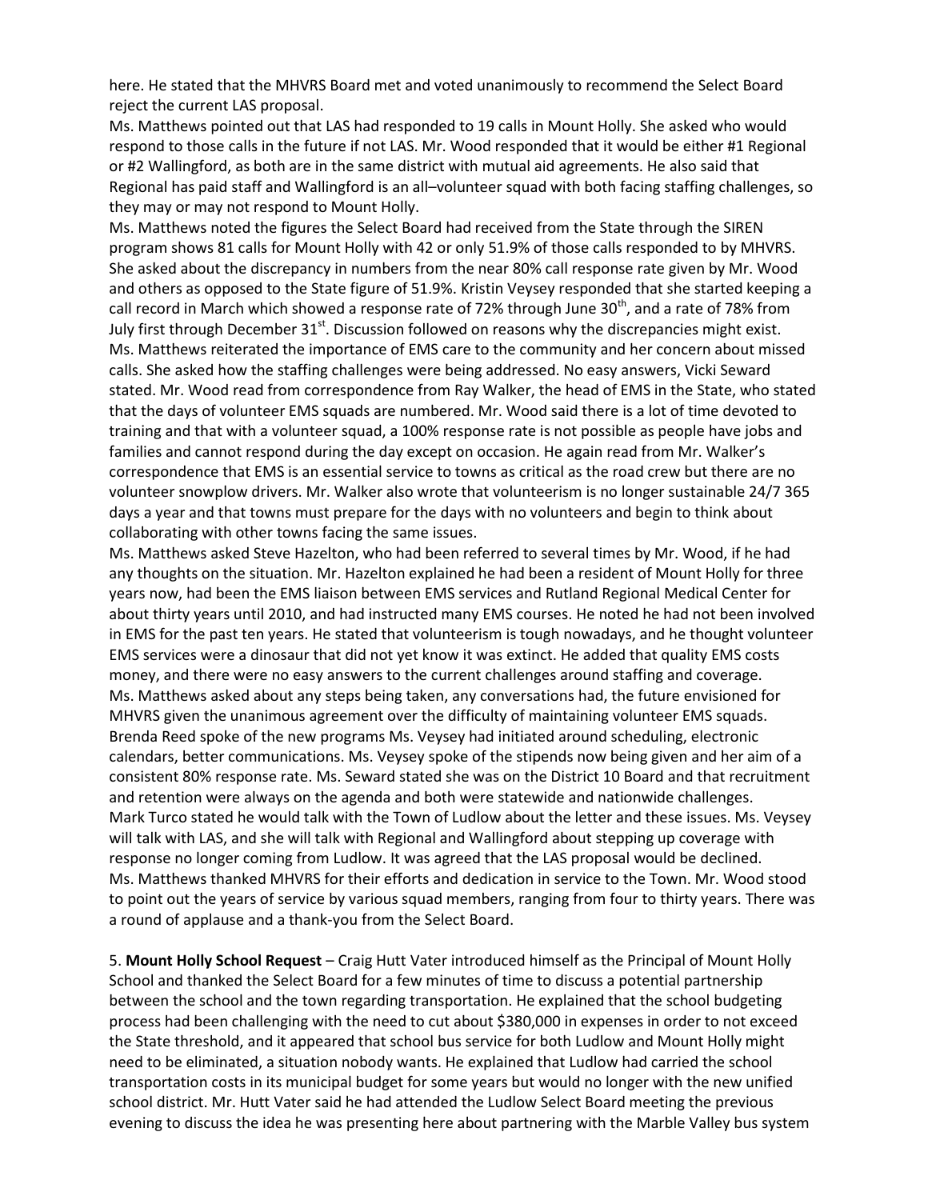here. He stated that the MHVRS Board met and voted unanimously to recommend the Select Board reject the current LAS proposal.

Ms. Matthews pointed out that LAS had responded to 19 calls in Mount Holly. She asked who would respond to those calls in the future if not LAS. Mr. Wood responded that it would be either #1 Regional or #2 Wallingford, as both are in the same district with mutual aid agreements. He also said that Regional has paid staff and Wallingford is an all–volunteer squad with both facing staffing challenges, so they may or may not respond to Mount Holly.

Ms. Matthews noted the figures the Select Board had received from the State through the SIREN program shows 81 calls for Mount Holly with 42 or only 51.9% of those calls responded to by MHVRS. She asked about the discrepancy in numbers from the near 80% call response rate given by Mr. Wood and others as opposed to the State figure of 51.9%. Kristin Veysey responded that she started keeping a call record in March which showed a response rate of 72% through June 30th, and a rate of 78% from July first through December 31st. Discussion followed on reasons why the discrepancies might exist.

Ms. Matthews reiterated the importance of EMS care to the community and her concern about missed calls. She asked how the staffing challenges were being addressed. No easy answers, Vicki Seward stated. Mr. Wood read from correspondence from Ray Walker, the head of EMS in the State, who stated that the days of volunteer EMS squads are numbered. Mr. Wood said there is a lot of time devoted to training and that with a volunteer squad, a 100% response rate is not possible as people have jobs and families and cannot respond during the day except on occasion. He again read from Mr. Walker's correspondence that EMS is an essential service to towns as critical as the road crew but there are no volunteer snowplow drivers. Mr. Walker also wrote that volunteerism is no longer sustainable 24/7 365 days a year and that towns must prepare for the days with no volunteers and begin to think about collaborating with other towns facing the same issues.

Ms. Matthews asked Steve Hazelton, who had been referred to several times by Mr. Wood, if he had any thoughts on the situation. Mr. Hazelton explained he had been a resident of Mount Holly for three years now, had been the EMS liaison between EMS services and Rutland Regional Medical Center for about thirty years until 2010, and had instructed many EMS courses. He noted he had not been involved in EMS for the past ten years. He stated that volunteerism is tough nowadays, and he thought volunteer EMS services were a dinosaur that did not yet know it was extinct. He added that quality EMS costs money, and there were no easy answers to the current challenges around staffing and coverage.

Ms. Matthews asked about any steps being taken, any conversations had, the future envisioned for MHVRS given the unanimous agreement over the difficulty of maintaining volunteer EMS squads. Brenda Reed spoke of the new programs Ms. Veysey had initiated around scheduling, electronic calendars, better communications. Ms. Veysey spoke of the stipends now being given and her aim of a consistent 80% response rate. Ms. Seward stated she was on the District 10 Board and that recruitment and retention were always on the agenda and both were statewide and nationwide challenges.

Mark Turco stated he would talk with the Town of Ludlow about the letter and these issues. Ms. Veysey will talk with LAS, and she will talk with Regional and Wallingford about stepping up coverage with response no longer coming from Ludlow. It was agreed that the LAS proposal would be declined.

Ms. Matthews thanked MHVRS for their efforts and dedication in service to the Town. Mr. Wood stood to point out the years of service by various squad members, ranging from four to thirty years. There was a round of applause and a thank-you from the Select Board.

5. **Mount Holly School Request** – Craig Hutt Vater introduced himself as the Principal of Mount Holly School and thanked the Select Board for a few minutes of time to discuss a potential partnership between the school and the town regarding transportation. He explained that the school budgeting process had been challenging with the need to cut about $380,000 in expenses in order to not exceed the State threshold, and it appeared that school bus service for both Ludlow and Mount Holly might need to be eliminated, a situation nobody wants. He explained that Ludlow had carried the school transportation costs in its municipal budget for some years but would no longer with the new unified school district. Mr. Hutt Vater said he had attended the Ludlow Select Board meeting the previous evening to discuss the idea he was presenting here about partnering with the Marble Valley bus system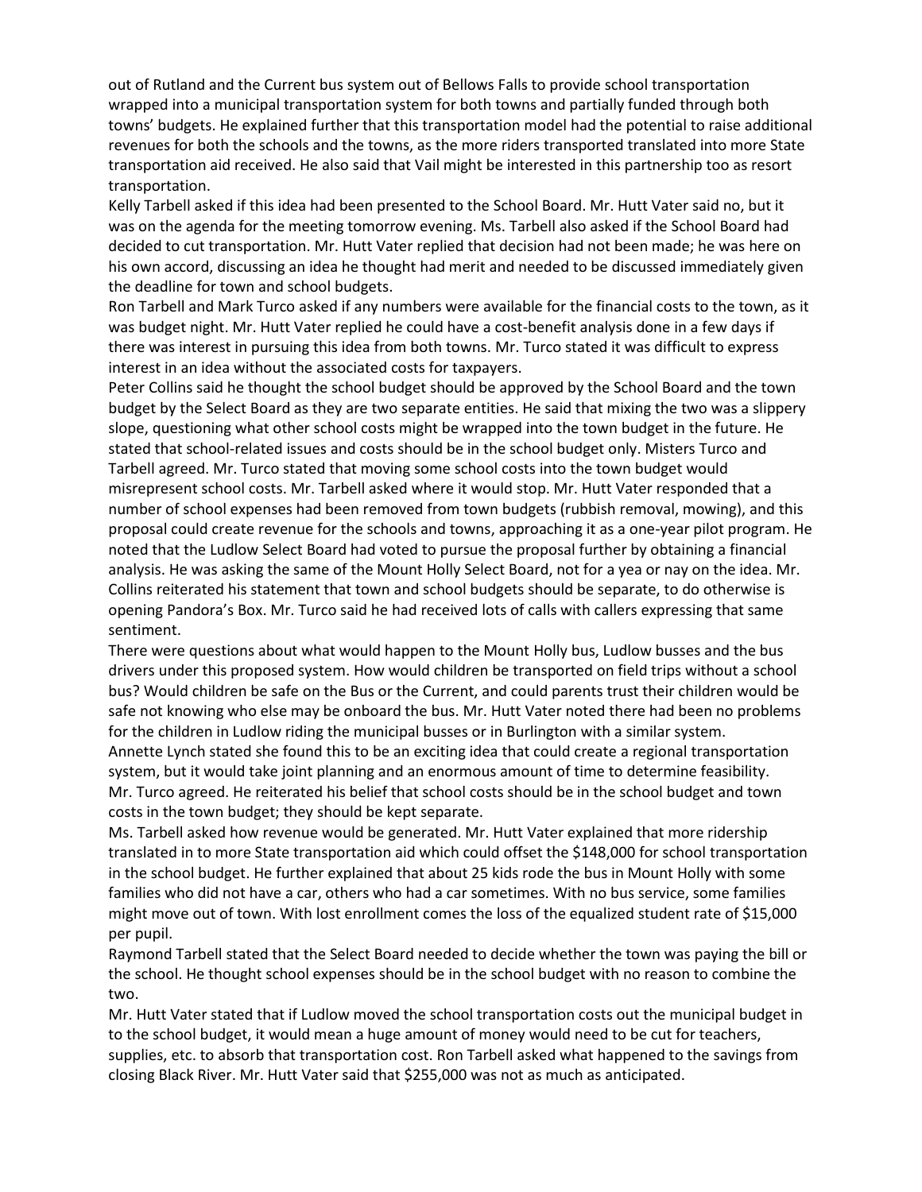out of Rutland and the Current bus system out of Bellows Falls to provide school transportation wrapped into a municipal transportation system for both towns and partially funded through both towns' budgets. He explained further that this transportation model had the potential to raise additional revenues for both the schools and the towns, as the more riders transported translated into more State transportation aid received. He also said that Vail might be interested in this partnership too as resort transportation.

Kelly Tarbell asked if this idea had been presented to the School Board. Mr. Hutt Vater said no, but it was on the agenda for the meeting tomorrow evening. Ms. Tarbell also asked if the School Board had decided to cut transportation. Mr. Hutt Vater replied that decision had not been made; he was here on his own accord, discussing an idea he thought had merit and needed to be discussed immediately given the deadline for town and school budgets.

Ron Tarbell and Mark Turco asked if any numbers were available for the financial costs to the town, as it was budget night. Mr. Hutt Vater replied he could have a cost-benefit analysis done in a few days if there was interest in pursuing this idea from both towns. Mr. Turco stated it was difficult to express interest in an idea without the associated costs for taxpayers.

Peter Collins said he thought the school budget should be approved by the School Board and the town budget by the Select Board as they are two separate entities. He said that mixing the two was a slippery slope, questioning what other school costs might be wrapped into the town budget in the future. He stated that school-related issues and costs should be in the school budget only. Misters Turco and Tarbell agreed. Mr. Turco stated that moving some school costs into the town budget would misrepresent school costs. Mr. Tarbell asked where it would stop. Mr. Hutt Vater responded that a number of school expenses had been removed from town budgets (rubbish removal, mowing), and this proposal could create revenue for the schools and towns, approaching it as a one-year pilot program. He noted that the Ludlow Select Board had voted to pursue the proposal further by obtaining a financial analysis. He was asking the same of the Mount Holly Select Board, not for a yea or nay on the idea. Mr. Collins reiterated his statement that town and school budgets should be separate, to do otherwise is opening Pandora's Box. Mr. Turco said he had received lots of calls with callers expressing that same sentiment.

There were questions about what would happen to the Mount Holly bus, Ludlow busses and the bus drivers under this proposed system. How would children be transported on field trips without a school bus? Would children be safe on the Bus or the Current, and could parents trust their children would be safe not knowing who else may be onboard the bus. Mr. Hutt Vater noted there had been no problems for the children in Ludlow riding the municipal busses or in Burlington with a similar system.

Annette Lynch stated she found this to be an exciting idea that could create a regional transportation system, but it would take joint planning and an enormous amount of time to determine feasibility.

Mr. Turco agreed. He reiterated his belief that school costs should be in the school budget and town costs in the town budget; they should be kept separate.

Ms. Tarbell asked how revenue would be generated. Mr. Hutt Vater explained that more ridership translated in to more State transportation aid which could offset the $148,000 for school transportation in the school budget. He further explained that about 25 kids rode the bus in Mount Holly with some families who did not have a car, others who had a car sometimes. With no bus service, some families might move out of town. With lost enrollment comes the loss of the equalized student rate of $15,000 per pupil.

Raymond Tarbell stated that the Select Board needed to decide whether the town was paying the bill or the school. He thought school expenses should be in the school budget with no reason to combine the two.

Mr. Hutt Vater stated that if Ludlow moved the school transportation costs out the municipal budget in to the school budget, it would mean a huge amount of money would need to be cut for teachers, supplies, etc. to absorb that transportation cost. Ron Tarbell asked what happened to the savings from closing Black River. Mr. Hutt Vater said that $255,000 was not as much as anticipated.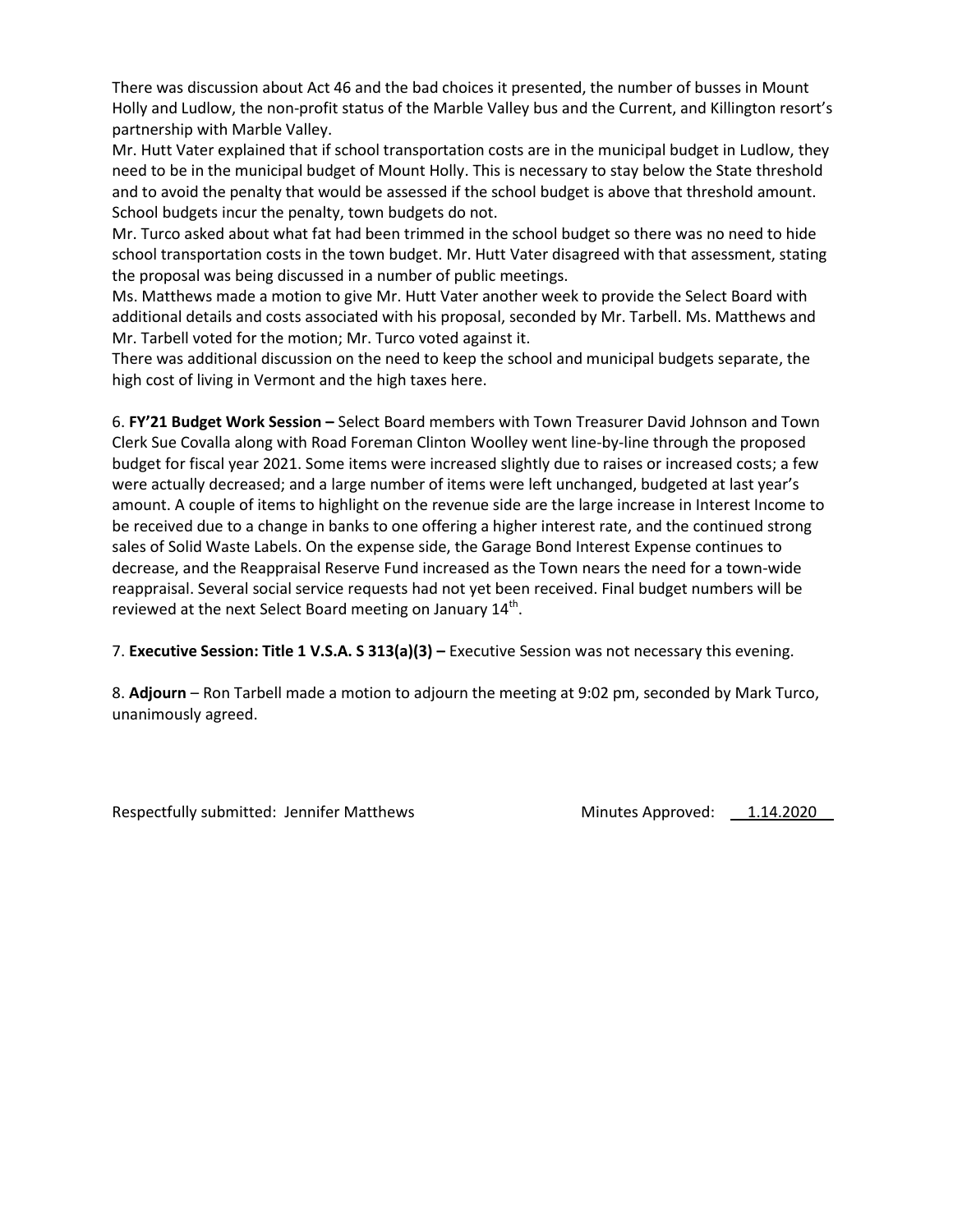There was discussion about Act 46 and the bad choices it presented, the number of busses in Mount Holly and Ludlow, the non-profit status of the Marble Valley bus and the Current, and Killington resort's partnership with Marble Valley.

Mr. Hutt Vater explained that if school transportation costs are in the municipal budget in Ludlow, they need to be in the municipal budget of Mount Holly. This is necessary to stay below the State threshold and to avoid the penalty that would be assessed if the school budget is above that threshold amount. School budgets incur the penalty, town budgets do not.

Mr. Turco asked about what fat had been trimmed in the school budget so there was no need to hide school transportation costs in the town budget. Mr. Hutt Vater disagreed with that assessment, stating the proposal was being discussed in a number of public meetings.

Ms. Matthews made a motion to give Mr. Hutt Vater another week to provide the Select Board with additional details and costs associated with his proposal, seconded by Mr. Tarbell. Ms. Matthews and Mr. Tarbell voted for the motion; Mr. Turco voted against it.

There was additional discussion on the need to keep the school and municipal budgets separate, the high cost of living in Vermont and the high taxes here.

6. **FY'21 Budget Work Session –** Select Board members with Town Treasurer David Johnson and Town Clerk Sue Covalla along with Road Foreman Clinton Woolley went line-by-line through the proposed budget for fiscal year 2021. Some items were increased slightly due to raises or increased costs; a few were actually decreased; and a large number of items were left unchanged, budgeted at last year's amount. A couple of items to highlight on the revenue side are the large increase in Interest Income to be received due to a change in banks to one offering a higher interest rate, and the continued strong sales of Solid Waste Labels. On the expense side, the Garage Bond Interest Expense continues to decrease, and the Reappraisal Reserve Fund increased as the Town nears the need for a town-wide reappraisal. Several social service requests had not yet been received. Final budget numbers will be reviewed at the next Select Board meeting on January 14th.

7. **Executive Session: Title 1 V.S.A. S 313(a)(3) –** Executive Session was not necessary this evening.

8. **Adjourn** – Ron Tarbell made a motion to adjourn the meeting at 9:02 pm, seconded by Mark Turco, unanimously agreed.

Respectfully submitted: Jennifer Matthews

Minutes Approved: 1.14.2020